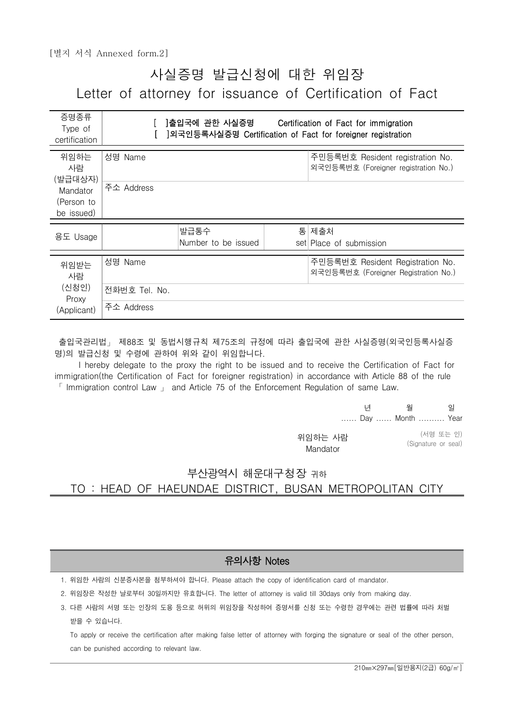[별지 서식 Annexed form.2]

# 사실증명 발급신청에 대한 위임장
# Letter of attorney for issuance of Certification of Fact

| 증명종류 Type of certification | [ ]출입국에 관한 사실증명 Certification of Fact for immigration<br>[ ]외국인등록사실증명 Certification of Fact for foreigner registration | | |
|---|---|---|---|
| 위임하는 사람 (발급대상자) Mandator (Person to be issued) | 성명 Name | | 주민등록번호 Resident registration No.<br>외국인등록번호 (Foreigner registration No.) |
| | 주소 Address | | |
| 용도 Usage | | 발급통수 Number to be issued 통 set | 제출처 Place of submission |
| 위임받는 사람 (신청인) Proxy (Applicant) | 성명 Name | | 주민등록번호 Resident Registration No.<br>외국인등록번호 (Foreigner Registration No.) |
| | 전화번호 Tel. No. | | |
| | 주소 Address | | |

출입국관리법」 제88조 및 동법시행규칙 제75조의 규정에 따라 출입국에 관한 사실증명(외국인등록사실증명)의 발급신청 및 수령에 관하여 위와 같이 위임합니다.

I hereby delegate to the proxy the right to be issued and to receive the Certification of Fact for immigration(the Certification of Fact for foreigner registration) in accordance with Article 88 of the rule 「 Immigration control Law 」 and Article 75 of the Enforcement Regulation of same Law.

년 월 일
...... Day ...... Month .......... Year

위임하는 사람 Mandator (서명 또는 인) (Signature or seal)

부산광역시 해운대구청장 귀하
TO : HEAD OF HAEUNDAE DISTRICT, BUSAN METROPOLITAN CITY

## 유의사항 Notes

1. 위임한 사람의 신분증사본을 첨부하셔야 합니다. Please attach the copy of identification card of mandator.
2. 위임장은 작성한 날로부터 30일까지만 유효합니다. The letter of attorney is valid till 30days only from making day.
3. 다른 사람의 서명 또는 인장의 도용 등으로 허위의 위임장을 작성하여 증명서를 신청 또는 수령한 경우에는 관련 법률에 따라 처벌 받을 수 있습니다.
   To apply or receive the certification after making false letter of attorney with forging the signature or seal of the other person, can be punished according to relevant law.

210㎜×297㎜[일반용지(2급) 60g/㎡]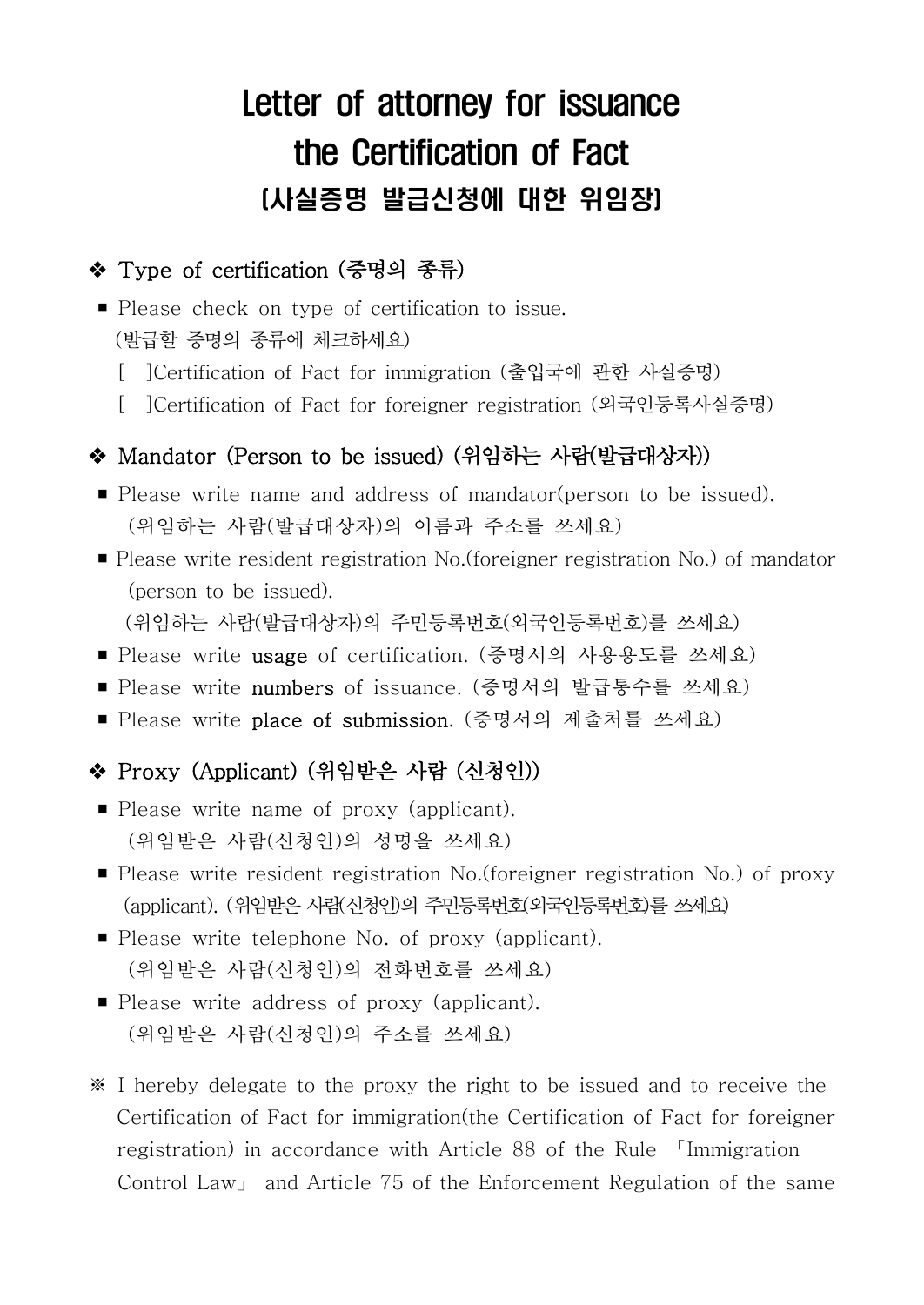# Letter of attorney for issuance the Certification of Fact

## (사실증명 발급신청에 대한 위임장)

### ❖ Type of certification (증명의 종류)

- Please check on type of certification to issue.
  (발급할 증명의 종류에 체크하세요)
  - [ ]Certification of Fact for immigration (출입국에 관한 사실증명)
  - [ ]Certification of Fact for foreigner registration (외국인등록사실증명)

### ❖ Mandator (Person to be issued) (위임하는 사람(발급대상자))

- Please write name and address of mandator(person to be issued).
  (위임하는 사람(발급대상자)의 이름과 주소를 쓰세요)
- Please write resident registration No.(foreigner registration No.) of mandator (person to be issued).
  (위임하는 사람(발급대상자)의 주민등록번호(외국인등록번호)를 쓰세요)
- Please write **usage** of certification. (증명서의 사용용도를 쓰세요)
- Please write **numbers** of issuance. (증명서의 발급통수를 쓰세요)
- Please write **place of submission**. (증명서의 제출처를 쓰세요)

### ❖ Proxy (Applicant) (위임받은 사람 (신청인))

- Please write name of proxy (applicant).
  (위임받은 사람(신청인)의 성명을 쓰세요)
- Please write resident registration No.(foreigner registration No.) of proxy (applicant). (위임받은 사람(신청인)의 주민등록번호(외국인등록번호)를 쓰세요)
- Please write telephone No. of proxy (applicant).
  (위임받은 사람(신청인)의 전화번호를 쓰세요)
- Please write address of proxy (applicant).
  (위임받은 사람(신청인)의 주소를 쓰세요)

※ I hereby delegate to the proxy the right to be issued and to receive the Certification of Fact for immigration(the Certification of Fact for foreigner registration) in accordance with Article 88 of the Rule 「Immigration Control Law」 and Article 75 of the Enforcement Regulation of the same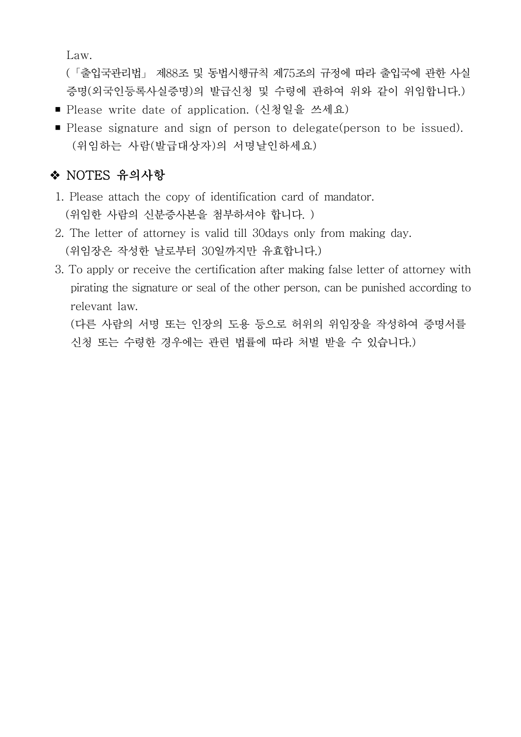Law.

(「출입국관리법」 제88조 및 동법시행규칙 제75조의 규정에 따라 출입국에 관한 사실증명(외국인등록사실증명)의 발급신청 및 수령에 관하여 위와 같이 위임합니다.)

- Please write date of application. (신청일을 쓰세요)
- Please signature and sign of person to delegate(person to be issued). (위임하는 사람(발급대상자)의 서명날인하세요)

## ❖ NOTES 유의사항

1. Please attach the copy of identification card of mandator. (위임한 사람의 신분증사본을 첨부하셔야 합니다. )
2. The letter of attorney is valid till 30days only from making day. (위임장은 작성한 날로부터 30일까지만 유효합니다.)
3. To apply or receive the certification after making false letter of attorney with pirating the signature or seal of the other person, can be punished according to relevant law. (다른 사람의 서명 또는 인장의 도용 등으로 허위의 위임장을 작성하여 증명서를 신청 또는 수령한 경우에는 관련 법률에 따라 처벌 받을 수 있습니다.)